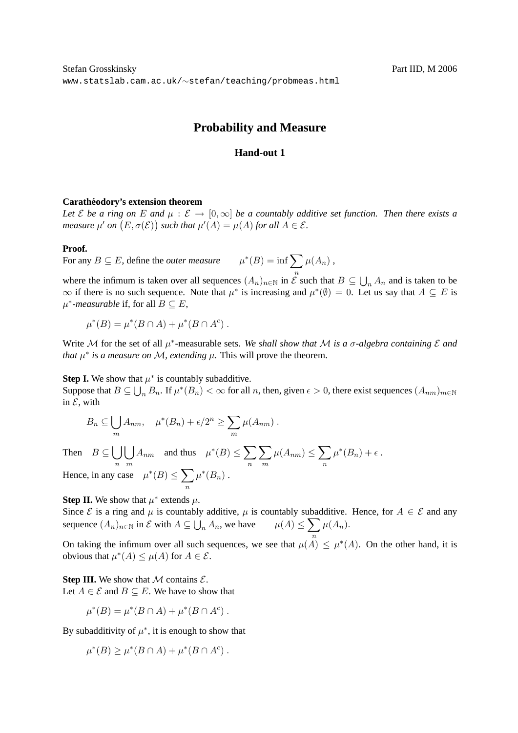Stefan Grosskinsky Part IID, M 2006
www.statslab.cam.ac.uk/∼stefan/teaching/probmeas.html

# Probability and Measure

## Hand-out 1

**Carathéodory's extension theorem**
*Let $\mathcal{E}$ be a ring on $E$ and $\mu : \mathcal{E} \to [0, \infty]$ be a countably additive set function. Then there exists a measure $\mu'$ on $\big(E, \sigma(\mathcal{E})\big)$ such that $\mu'(A) = \mu(A)$ for all $A \in \mathcal{E}$.*

**Proof.**
For any $B \subseteq E$, define the *outer measure* $\quad \mu^*(B) = \inf \sum_n \mu(A_n)$ ,

where the infimum is taken over all sequences $(A_n)_{n\in\mathbb{N}}$ in $\mathcal{E}$ such that $B \subseteq \bigcup_n A_n$ and is taken to be $\infty$ if there is no such sequence. Note that $\mu^*$ is increasing and $\mu^*(\emptyset) = 0$. Let us say that $A \subseteq E$ is $\mu^*$*-measurable* if, for all $B \subseteq E$,

$$\mu^*(B) = \mu^*(B \cap A) + \mu^*(B \cap A^c) .$$

Write $\mathcal{M}$ for the set of all $\mu^*$-measurable sets. *We shall show that $\mathcal{M}$ is a $\sigma$-algebra containing $\mathcal{E}$ and that $\mu^*$ is a measure on $\mathcal{M}$, extending $\mu$.* This will prove the theorem.

**Step I.** We show that $\mu^*$ is countably subadditive.
Suppose that $B \subseteq \bigcup_n B_n$. If $\mu^*(B_n) < \infty$ for all $n$, then, given $\epsilon > 0$, there exist sequences $(A_{nm})_{m\in\mathbb{N}}$ in $\mathcal{E}$, with

$$B_n \subseteq \bigcup_m A_{nm}, \quad \mu^*(B_n) + \epsilon/2^n \geq \sum_m \mu(A_{nm}) .$$

Then $\quad B \subseteq \bigcup_n \bigcup_m A_{nm} \quad$ and thus $\quad \mu^*(B) \leq \sum_n \sum_m \mu(A_{nm}) \leq \sum_n \mu^*(B_n) + \epsilon$ .

Hence, in any case $\quad \mu^*(B) \leq \sum_n \mu^*(B_n)$ .

**Step II.** We show that $\mu^*$ extends $\mu$.
Since $\mathcal{E}$ is a ring and $\mu$ is countably additive, $\mu$ is countably subadditive. Hence, for $A \in \mathcal{E}$ and any sequence $(A_n)_{n\in\mathbb{N}}$ in $\mathcal{E}$ with $A \subseteq \bigcup_n A_n$, we have $\quad \mu(A) \leq \sum_n \mu(A_n)$.

On taking the infimum over all such sequences, we see that $\mu(A) \leq \mu^*(A)$. On the other hand, it is obvious that $\mu^*(A) \leq \mu(A)$ for $A \in \mathcal{E}$.

**Step III.** We show that $\mathcal{M}$ contains $\mathcal{E}$.
Let $A \in \mathcal{E}$ and $B \subseteq E$. We have to show that

$$\mu^*(B) = \mu^*(B \cap A) + \mu^*(B \cap A^c) .$$

By subadditivity of $\mu^*$, it is enough to show that

$$\mu^*(B) \geq \mu^*(B \cap A) + \mu^*(B \cap A^c) .$$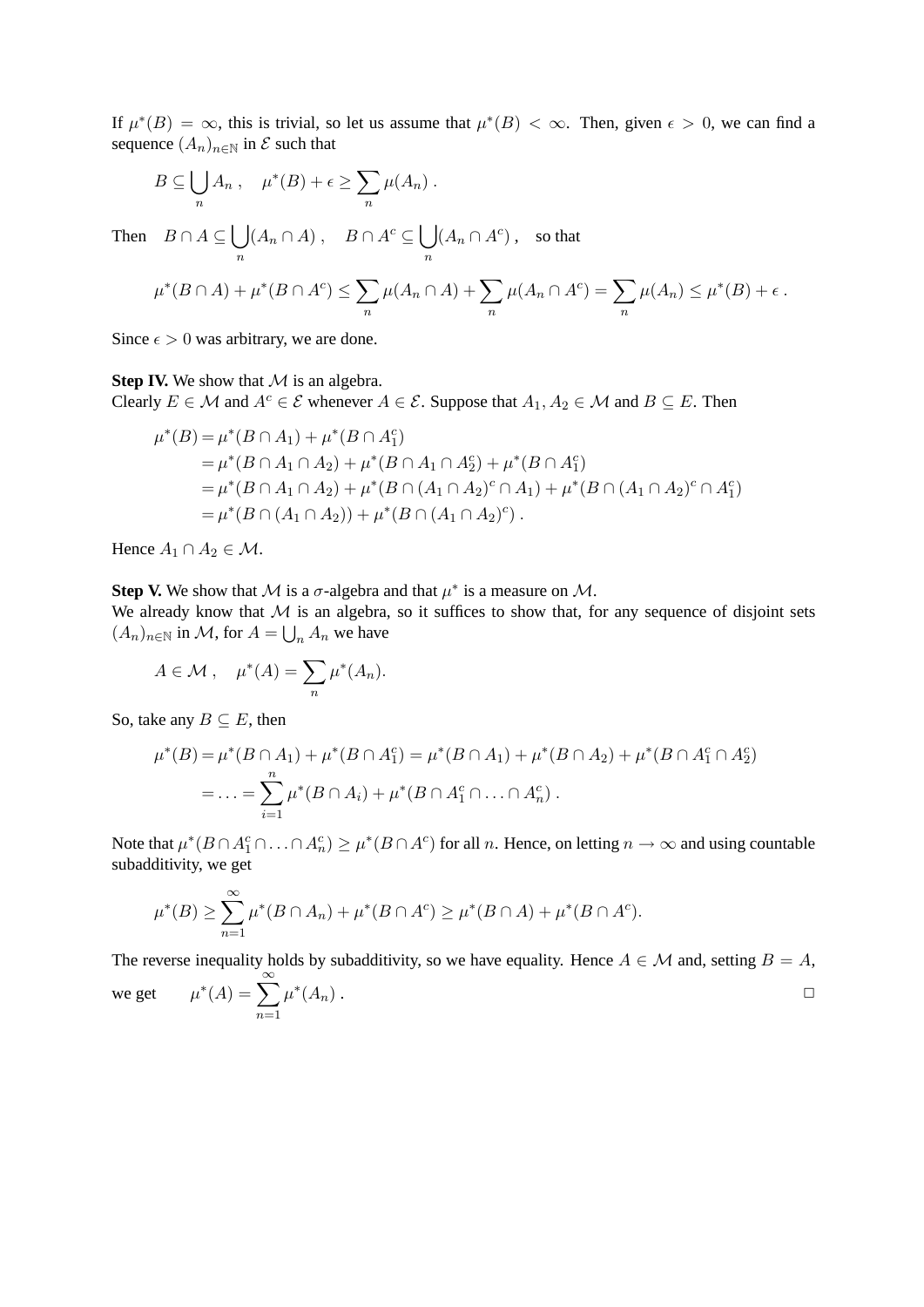If $\mu^*(B) = \infty$, this is trivial, so let us assume that $\mu^*(B) < \infty$. Then, given $\epsilon > 0$, we can find a sequence $(A_n)_{n\in\mathbb{N}}$ in $\mathcal{E}$ such that

$$B \subseteq \bigcup_n A_n \, , \quad \mu^*(B) + \epsilon \geq \sum_n \mu(A_n) \, .$$

Then $\quad B \cap A \subseteq \bigcup_n (A_n \cap A) \, , \quad B \cap A^c \subseteq \bigcup_n (A_n \cap A^c) \, ,$ so that

$$\mu^*(B \cap A) + \mu^*(B \cap A^c) \leq \sum_n \mu(A_n \cap A) + \sum_n \mu(A_n \cap A^c) = \sum_n \mu(A_n) \leq \mu^*(B) + \epsilon \, .$$

Since $\epsilon > 0$ was arbitrary, we are done.

**Step IV.** We show that $\mathcal{M}$ is an algebra.
Clearly $E \in \mathcal{M}$ and $A^c \in \mathcal{E}$ whenever $A \in \mathcal{E}$. Suppose that $A_1, A_2 \in \mathcal{M}$ and $B \subseteq E$. Then

$$\begin{aligned}
\mu^*(B) &= \mu^*(B \cap A_1) + \mu^*(B \cap A_1^c) \\
&= \mu^*(B \cap A_1 \cap A_2) + \mu^*(B \cap A_1 \cap A_2^c) + \mu^*(B \cap A_1^c) \\
&= \mu^*(B \cap A_1 \cap A_2) + \mu^*(B \cap (A_1 \cap A_2)^c \cap A_1) + \mu^*(B \cap (A_1 \cap A_2)^c \cap A_1^c) \\
&= \mu^*(B \cap (A_1 \cap A_2)) + \mu^*(B \cap (A_1 \cap A_2)^c) \, .
\end{aligned}$$

Hence $A_1 \cap A_2 \in \mathcal{M}$.

**Step V.** We show that $\mathcal{M}$ is a $\sigma$-algebra and that $\mu^*$ is a measure on $\mathcal{M}$.
We already know that $\mathcal{M}$ is an algebra, so it suffices to show that, for any sequence of disjoint sets $(A_n)_{n\in\mathbb{N}}$ in $\mathcal{M}$, for $A = \bigcup_n A_n$ we have

$$A \in \mathcal{M} \, , \quad \mu^*(A) = \sum_n \mu^*(A_n).$$

So, take any $B \subseteq E$, then

$$\begin{aligned}
\mu^*(B) &= \mu^*(B \cap A_1) + \mu^*(B \cap A_1^c) = \mu^*(B \cap A_1) + \mu^*(B \cap A_2) + \mu^*(B \cap A_1^c \cap A_2^c) \\
&= \ldots = \sum_{i=1}^{n} \mu^*(B \cap A_i) + \mu^*(B \cap A_1^c \cap \ldots \cap A_n^c) \, .
\end{aligned}$$

Note that $\mu^*(B \cap A_1^c \cap \ldots \cap A_n^c) \geq \mu^*(B \cap A^c)$ for all $n$. Hence, on letting $n \to \infty$ and using countable subadditivity, we get

$$\mu^*(B) \geq \sum_{n=1}^{\infty} \mu^*(B \cap A_n) + \mu^*(B \cap A^c) \geq \mu^*(B \cap A) + \mu^*(B \cap A^c).$$

The reverse inequality holds by subadditivity, so we have equality. Hence $A \in \mathcal{M}$ and, setting $B = A$, we get $\quad \mu^*(A) = \sum_{n=1}^{\infty} \mu^*(A_n) \, .$ □